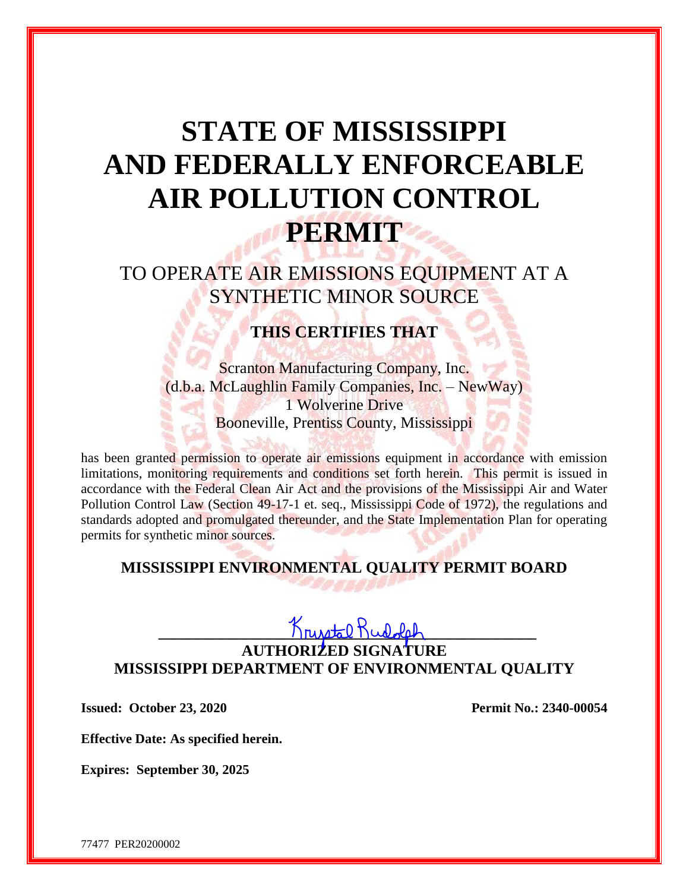# STATE OF MISSISSIPPI AND FEDERALLY ENFORCEABLE AIR POLLUTION CONTROL PERMIT

## TO OPERATE AIR EMISSIONS EQUIPMENT AT A SYNTHETIC MINOR SOURCE

### THIS CERTIFIES THAT

Scranton Manufacturing Company, Inc.
(d.b.a. McLaughlin Family Companies, Inc. – NewWay)
1 Wolverine Drive
Booneville, Prentiss County, Mississippi

has been granted permission to operate air emissions equipment in accordance with emission limitations, monitoring requirements and conditions set forth herein. This permit is issued in accordance with the Federal Clean Air Act and the provisions of the Mississippi Air and Water Pollution Control Law (Section 49-17-1 et. seq., Mississippi Code of 1972), the regulations and standards adopted and promulgated thereunder, and the State Implementation Plan for operating permits for synthetic minor sources.

### MISSISSIPPI ENVIRONMENTAL QUALITY PERMIT BOARD

Krystal Rudolph

**AUTHORIZED SIGNATURE**
**MISSISSIPPI DEPARTMENT OF ENVIRONMENTAL QUALITY**

**Issued: October 23, 2020** **Permit No.: 2340-00054**

**Effective Date: As specified herein.**

**Expires: September 30, 2025**

77477 PER20200002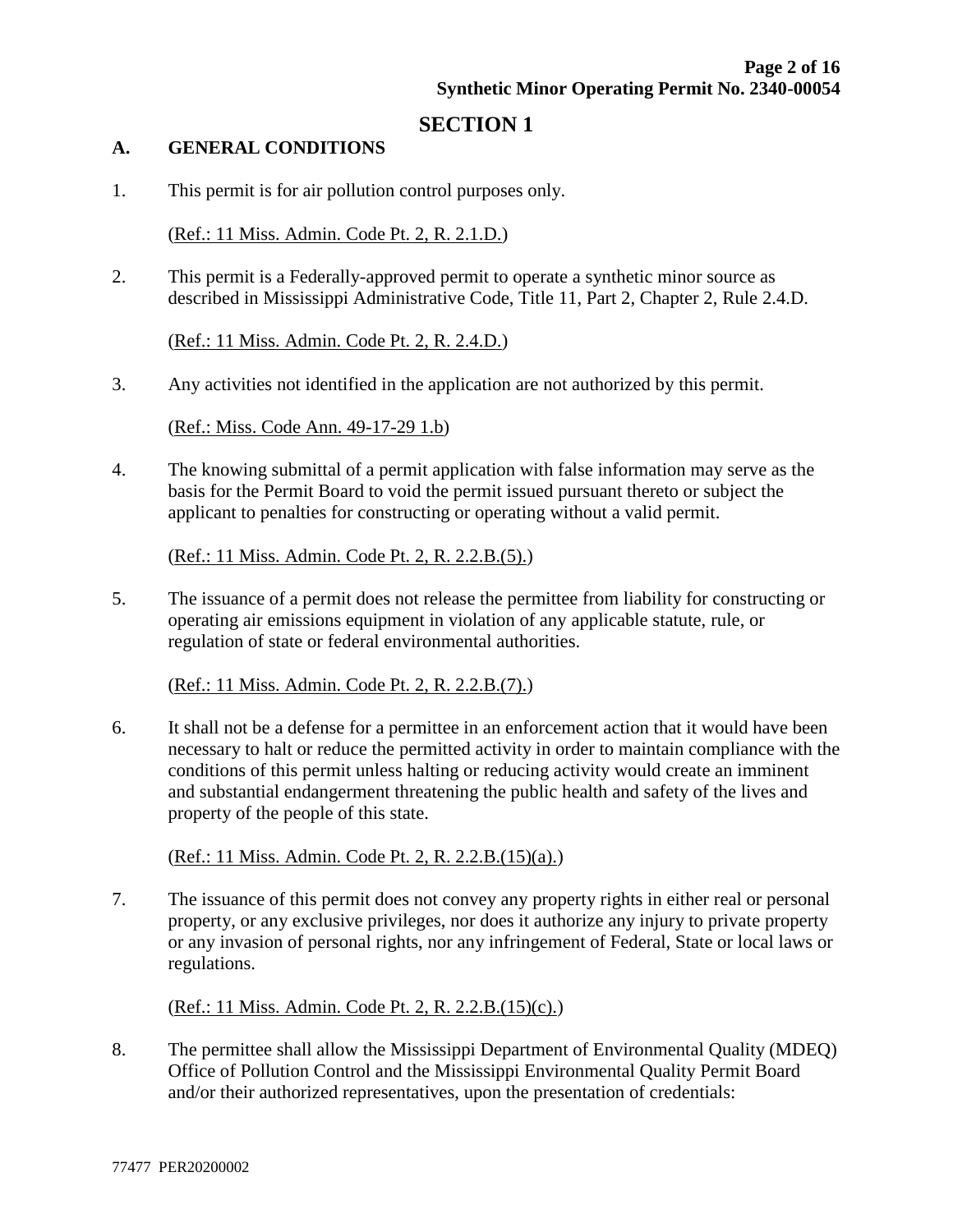# SECTION 1

## A. GENERAL CONDITIONS

1. This permit is for air pollution control purposes only.

   (Ref.: 11 Miss. Admin. Code Pt. 2, R. 2.1.D.)

2. This permit is a Federally-approved permit to operate a synthetic minor source as described in Mississippi Administrative Code, Title 11, Part 2, Chapter 2, Rule 2.4.D.

   (Ref.: 11 Miss. Admin. Code Pt. 2, R. 2.4.D.)

3. Any activities not identified in the application are not authorized by this permit.

   (Ref.: Miss. Code Ann. 49-17-29 1.b)

4. The knowing submittal of a permit application with false information may serve as the basis for the Permit Board to void the permit issued pursuant thereto or subject the applicant to penalties for constructing or operating without a valid permit.

   (Ref.: 11 Miss. Admin. Code Pt. 2, R. 2.2.B.(5).)

5. The issuance of a permit does not release the permittee from liability for constructing or operating air emissions equipment in violation of any applicable statute, rule, or regulation of state or federal environmental authorities.

   (Ref.: 11 Miss. Admin. Code Pt. 2, R. 2.2.B.(7).)

6. It shall not be a defense for a permittee in an enforcement action that it would have been necessary to halt or reduce the permitted activity in order to maintain compliance with the conditions of this permit unless halting or reducing activity would create an imminent and substantial endangerment threatening the public health and safety of the lives and property of the people of this state.

   (Ref.: 11 Miss. Admin. Code Pt. 2, R. 2.2.B.(15)(a).)

7. The issuance of this permit does not convey any property rights in either real or personal property, or any exclusive privileges, nor does it authorize any injury to private property or any invasion of personal rights, nor any infringement of Federal, State or local laws or regulations.

   (Ref.: 11 Miss. Admin. Code Pt. 2, R. 2.2.B.(15)(c).)

8. The permittee shall allow the Mississippi Department of Environmental Quality (MDEQ) Office of Pollution Control and the Mississippi Environmental Quality Permit Board and/or their authorized representatives, upon the presentation of credentials:

77477 PER20200002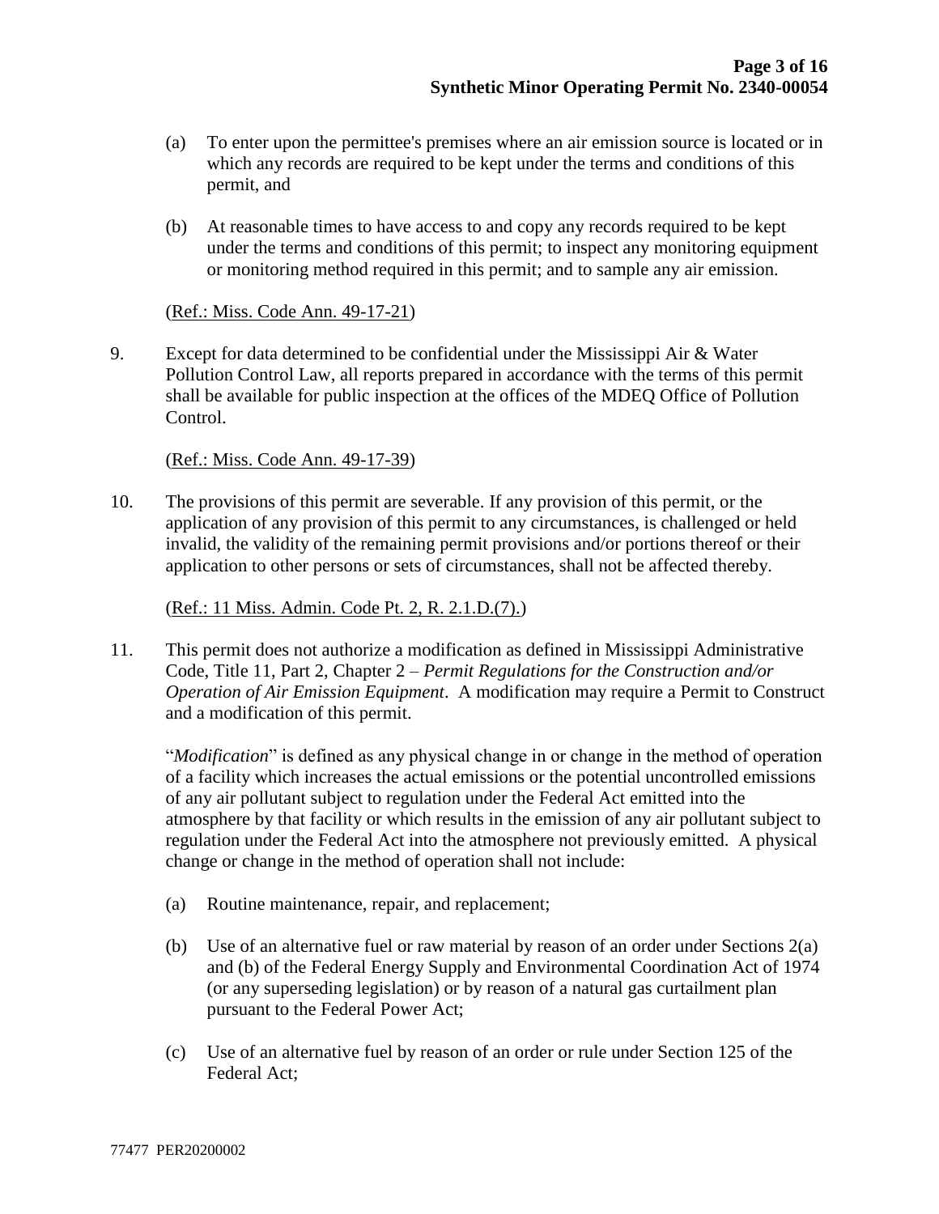(a) To enter upon the permittee's premises where an air emission source is located or in which any records are required to be kept under the terms and conditions of this permit, and

(b) At reasonable times to have access to and copy any records required to be kept under the terms and conditions of this permit; to inspect any monitoring equipment or monitoring method required in this permit; and to sample any air emission.

(Ref.: Miss. Code Ann. 49-17-21)

9. Except for data determined to be confidential under the Mississippi Air & Water Pollution Control Law, all reports prepared in accordance with the terms of this permit shall be available for public inspection at the offices of the MDEQ Office of Pollution Control.

   (Ref.: Miss. Code Ann. 49-17-39)

10. The provisions of this permit are severable. If any provision of this permit, or the application of any provision of this permit to any circumstances, is challenged or held invalid, the validity of the remaining permit provisions and/or portions thereof or their application to other persons or sets of circumstances, shall not be affected thereby.

    (Ref.: 11 Miss. Admin. Code Pt. 2, R. 2.1.D.(7).)

11. This permit does not authorize a modification as defined in Mississippi Administrative Code, Title 11, Part 2, Chapter 2 – *Permit Regulations for the Construction and/or Operation of Air Emission Equipment*. A modification may require a Permit to Construct and a modification of this permit.

    "*Modification*" is defined as any physical change in or change in the method of operation of a facility which increases the actual emissions or the potential uncontrolled emissions of any air pollutant subject to regulation under the Federal Act emitted into the atmosphere by that facility or which results in the emission of any air pollutant subject to regulation under the Federal Act into the atmosphere not previously emitted. A physical change or change in the method of operation shall not include:

    (a) Routine maintenance, repair, and replacement;

    (b) Use of an alternative fuel or raw material by reason of an order under Sections 2(a) and (b) of the Federal Energy Supply and Environmental Coordination Act of 1974 (or any superseding legislation) or by reason of a natural gas curtailment plan pursuant to the Federal Power Act;

    (c) Use of an alternative fuel by reason of an order or rule under Section 125 of the Federal Act;

77477 PER20200002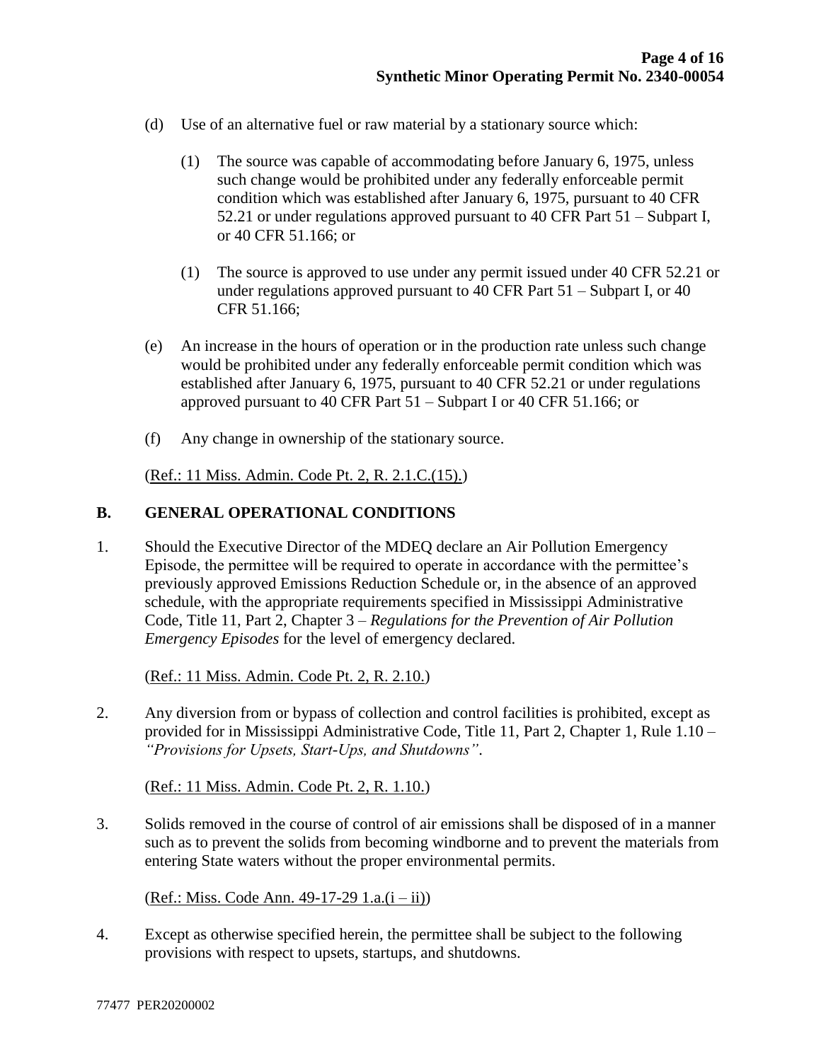(d) Use of an alternative fuel or raw material by a stationary source which:

(1) The source was capable of accommodating before January 6, 1975, unless such change would be prohibited under any federally enforceable permit condition which was established after January 6, 1975, pursuant to 40 CFR 52.21 or under regulations approved pursuant to 40 CFR Part 51 – Subpart I, or 40 CFR 51.166; or

(1) The source is approved to use under any permit issued under 40 CFR 52.21 or under regulations approved pursuant to 40 CFR Part 51 – Subpart I, or 40 CFR 51.166;

(e) An increase in the hours of operation or in the production rate unless such change would be prohibited under any federally enforceable permit condition which was established after January 6, 1975, pursuant to 40 CFR 52.21 or under regulations approved pursuant to 40 CFR Part 51 – Subpart I or 40 CFR 51.166; or

(f) Any change in ownership of the stationary source.

(Ref.: 11 Miss. Admin. Code Pt. 2, R. 2.1.C.(15).)

## B. GENERAL OPERATIONAL CONDITIONS

1. Should the Executive Director of the MDEQ declare an Air Pollution Emergency Episode, the permittee will be required to operate in accordance with the permittee's previously approved Emissions Reduction Schedule or, in the absence of an approved schedule, with the appropriate requirements specified in Mississippi Administrative Code, Title 11, Part 2, Chapter 3 – *Regulations for the Prevention of Air Pollution Emergency Episodes* for the level of emergency declared.

   (Ref.: 11 Miss. Admin. Code Pt. 2, R. 2.10.)

2. Any diversion from or bypass of collection and control facilities is prohibited, except as provided for in Mississippi Administrative Code, Title 11, Part 2, Chapter 1, Rule 1.10 – *"Provisions for Upsets, Start-Ups, and Shutdowns"*.

   (Ref.: 11 Miss. Admin. Code Pt. 2, R. 1.10.)

3. Solids removed in the course of control of air emissions shall be disposed of in a manner such as to prevent the solids from becoming windborne and to prevent the materials from entering State waters without the proper environmental permits.

   (Ref.: Miss. Code Ann. 49-17-29 1.a.(i – ii))

4. Except as otherwise specified herein, the permittee shall be subject to the following provisions with respect to upsets, startups, and shutdowns.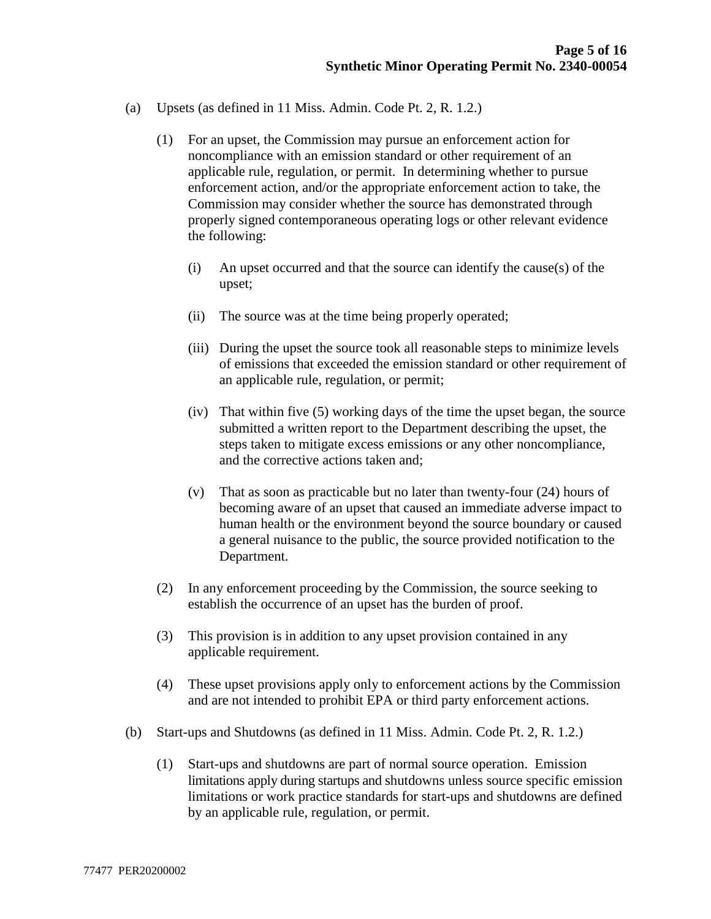(a) Upsets (as defined in 11 Miss. Admin. Code Pt. 2, R. 1.2.)

(1) For an upset, the Commission may pursue an enforcement action for noncompliance with an emission standard or other requirement of an applicable rule, regulation, or permit. In determining whether to pursue enforcement action, and/or the appropriate enforcement action to take, the Commission may consider whether the source has demonstrated through properly signed contemporaneous operating logs or other relevant evidence the following:

(i) An upset occurred and that the source can identify the cause(s) of the upset;

(ii) The source was at the time being properly operated;

(iii) During the upset the source took all reasonable steps to minimize levels of emissions that exceeded the emission standard or other requirement of an applicable rule, regulation, or permit;

(iv) That within five (5) working days of the time the upset began, the source submitted a written report to the Department describing the upset, the steps taken to mitigate excess emissions or any other noncompliance, and the corrective actions taken and;

(v) That as soon as practicable but no later than twenty-four (24) hours of becoming aware of an upset that caused an immediate adverse impact to human health or the environment beyond the source boundary or caused a general nuisance to the public, the source provided notification to the Department.

(2) In any enforcement proceeding by the Commission, the source seeking to establish the occurrence of an upset has the burden of proof.

(3) This provision is in addition to any upset provision contained in any applicable requirement.

(4) These upset provisions apply only to enforcement actions by the Commission and are not intended to prohibit EPA or third party enforcement actions.

(b) Start-ups and Shutdowns (as defined in 11 Miss. Admin. Code Pt. 2, R. 1.2.)

(1) Start-ups and shutdowns are part of normal source operation. Emission limitations apply during startups and shutdowns unless source specific emission limitations or work practice standards for start-ups and shutdowns are defined by an applicable rule, regulation, or permit.

77477 PER20200002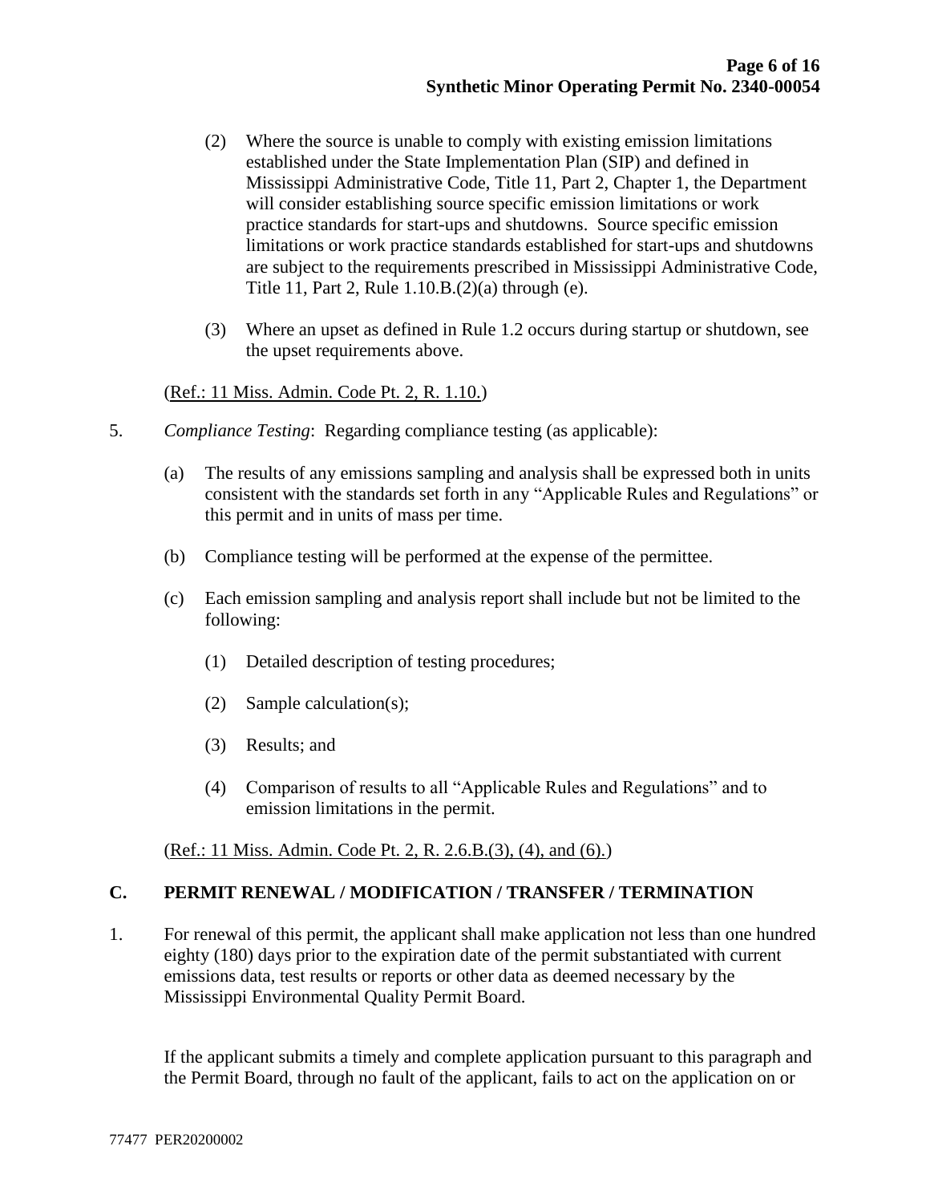(2) Where the source is unable to comply with existing emission limitations established under the State Implementation Plan (SIP) and defined in Mississippi Administrative Code, Title 11, Part 2, Chapter 1, the Department will consider establishing source specific emission limitations or work practice standards for start-ups and shutdowns. Source specific emission limitations or work practice standards established for start-ups and shutdowns are subject to the requirements prescribed in Mississippi Administrative Code, Title 11, Part 2, Rule 1.10.B.(2)(a) through (e).

(3) Where an upset as defined in Rule 1.2 occurs during startup or shutdown, see the upset requirements above.

(Ref.: 11 Miss. Admin. Code Pt. 2, R. 1.10.)

5. *Compliance Testing*: Regarding compliance testing (as applicable):

(a) The results of any emissions sampling and analysis shall be expressed both in units consistent with the standards set forth in any "Applicable Rules and Regulations" or this permit and in units of mass per time.

(b) Compliance testing will be performed at the expense of the permittee.

(c) Each emission sampling and analysis report shall include but not be limited to the following:

(1) Detailed description of testing procedures;

(2) Sample calculation(s);

(3) Results; and

(4) Comparison of results to all "Applicable Rules and Regulations" and to emission limitations in the permit.

(Ref.: 11 Miss. Admin. Code Pt. 2, R. 2.6.B.(3), (4), and (6).)

## C. PERMIT RENEWAL / MODIFICATION / TRANSFER / TERMINATION

1. For renewal of this permit, the applicant shall make application not less than one hundred eighty (180) days prior to the expiration date of the permit substantiated with current emissions data, test results or reports or other data as deemed necessary by the Mississippi Environmental Quality Permit Board.

If the applicant submits a timely and complete application pursuant to this paragraph and the Permit Board, through no fault of the applicant, fails to act on the application on or

77477 PER20200002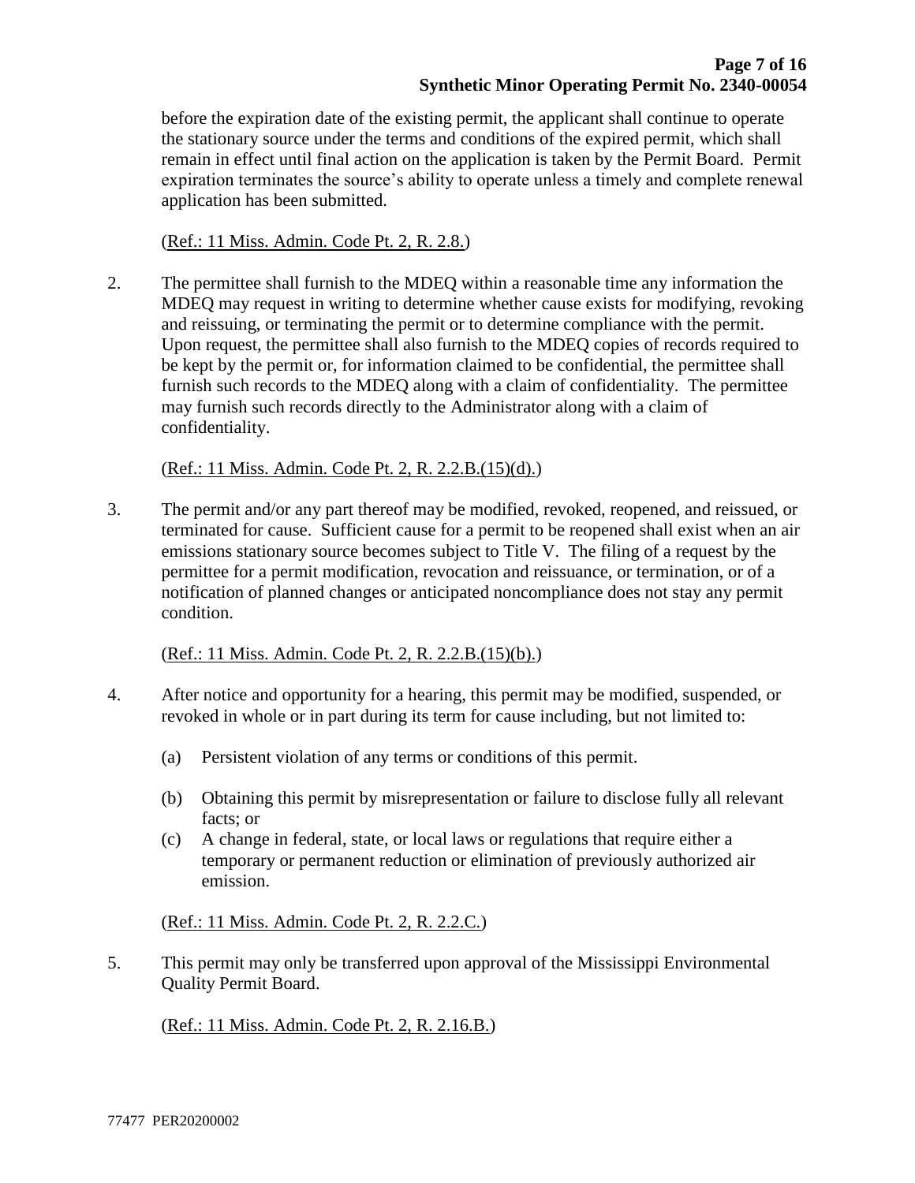before the expiration date of the existing permit, the applicant shall continue to operate the stationary source under the terms and conditions of the expired permit, which shall remain in effect until final action on the application is taken by the Permit Board. Permit expiration terminates the source's ability to operate unless a timely and complete renewal application has been submitted.

(Ref.: 11 Miss. Admin. Code Pt. 2, R. 2.8.)

2. The permittee shall furnish to the MDEQ within a reasonable time any information the MDEQ may request in writing to determine whether cause exists for modifying, revoking and reissuing, or terminating the permit or to determine compliance with the permit. Upon request, the permittee shall also furnish to the MDEQ copies of records required to be kept by the permit or, for information claimed to be confidential, the permittee shall furnish such records to the MDEQ along with a claim of confidentiality. The permittee may furnish such records directly to the Administrator along with a claim of confidentiality.

   (Ref.: 11 Miss. Admin. Code Pt. 2, R. 2.2.B.(15)(d).)

3. The permit and/or any part thereof may be modified, revoked, reopened, and reissued, or terminated for cause. Sufficient cause for a permit to be reopened shall exist when an air emissions stationary source becomes subject to Title V. The filing of a request by the permittee for a permit modification, revocation and reissuance, or termination, or of a notification of planned changes or anticipated noncompliance does not stay any permit condition.

   (Ref.: 11 Miss. Admin. Code Pt. 2, R. 2.2.B.(15)(b).)

4. After notice and opportunity for a hearing, this permit may be modified, suspended, or revoked in whole or in part during its term for cause including, but not limited to:

   (a) Persistent violation of any terms or conditions of this permit.

   (b) Obtaining this permit by misrepresentation or failure to disclose fully all relevant facts; or

   (c) A change in federal, state, or local laws or regulations that require either a temporary or permanent reduction or elimination of previously authorized air emission.

   (Ref.: 11 Miss. Admin. Code Pt. 2, R. 2.2.C.)

5. This permit may only be transferred upon approval of the Mississippi Environmental Quality Permit Board.

   (Ref.: 11 Miss. Admin. Code Pt. 2, R. 2.16.B.)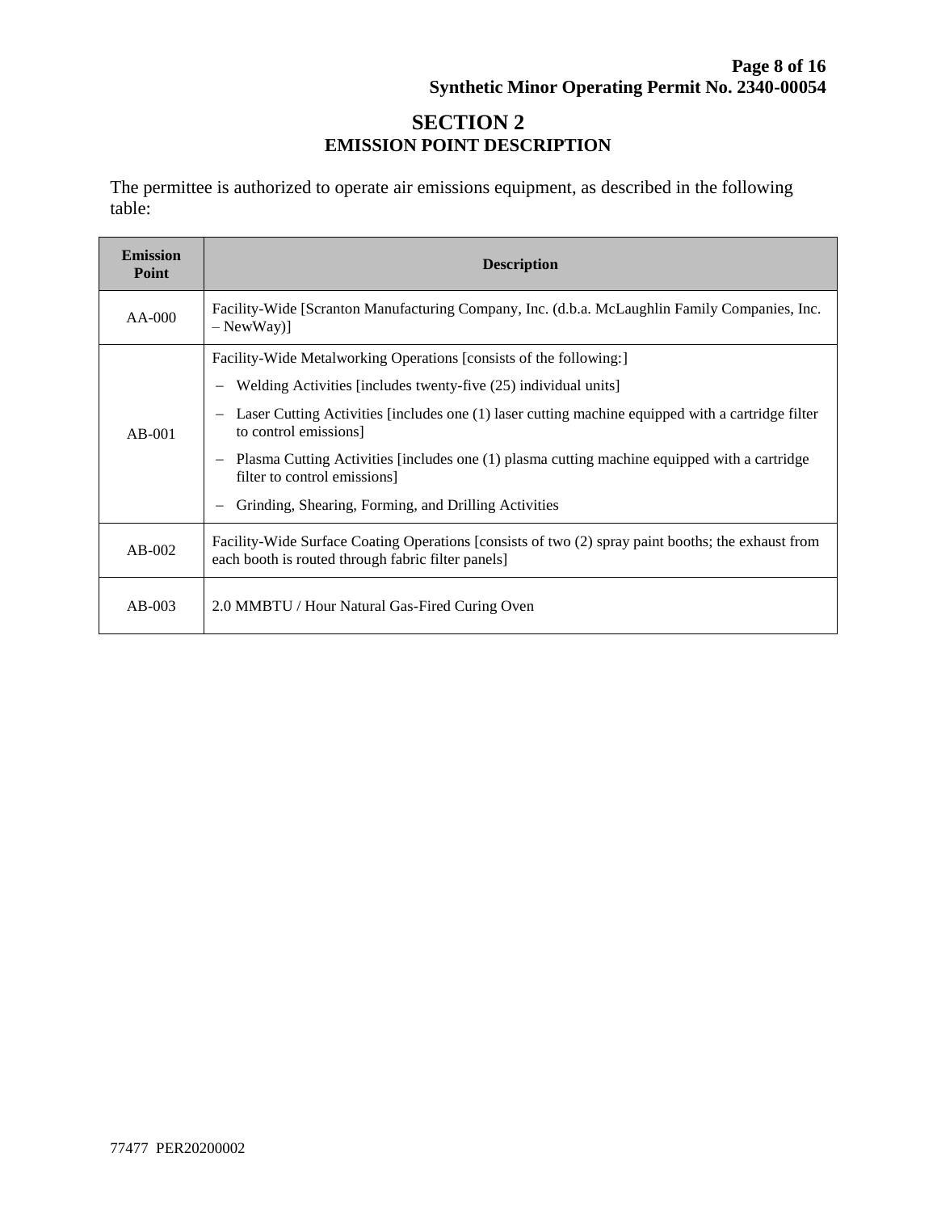# SECTION 2
## EMISSION POINT DESCRIPTION

The permittee is authorized to operate air emissions equipment, as described in the following table:

| Emission Point | Description |
|---|---|
| AA-000 | Facility-Wide [Scranton Manufacturing Company, Inc. (d.b.a. McLaughlin Family Companies, Inc. – NewWay)] |
| AB-001 | Facility-Wide Metalworking Operations [consists of the following:]<br>– Welding Activities [includes twenty-five (25) individual units]<br>– Laser Cutting Activities [includes one (1) laser cutting machine equipped with a cartridge filter to control emissions]<br>– Plasma Cutting Activities [includes one (1) plasma cutting machine equipped with a cartridge filter to control emissions]<br>– Grinding, Shearing, Forming, and Drilling Activities |
| AB-002 | Facility-Wide Surface Coating Operations [consists of two (2) spray paint booths; the exhaust from each booth is routed through fabric filter panels] |
| AB-003 | 2.0 MMBTU / Hour Natural Gas-Fired Curing Oven |

77477 PER20200002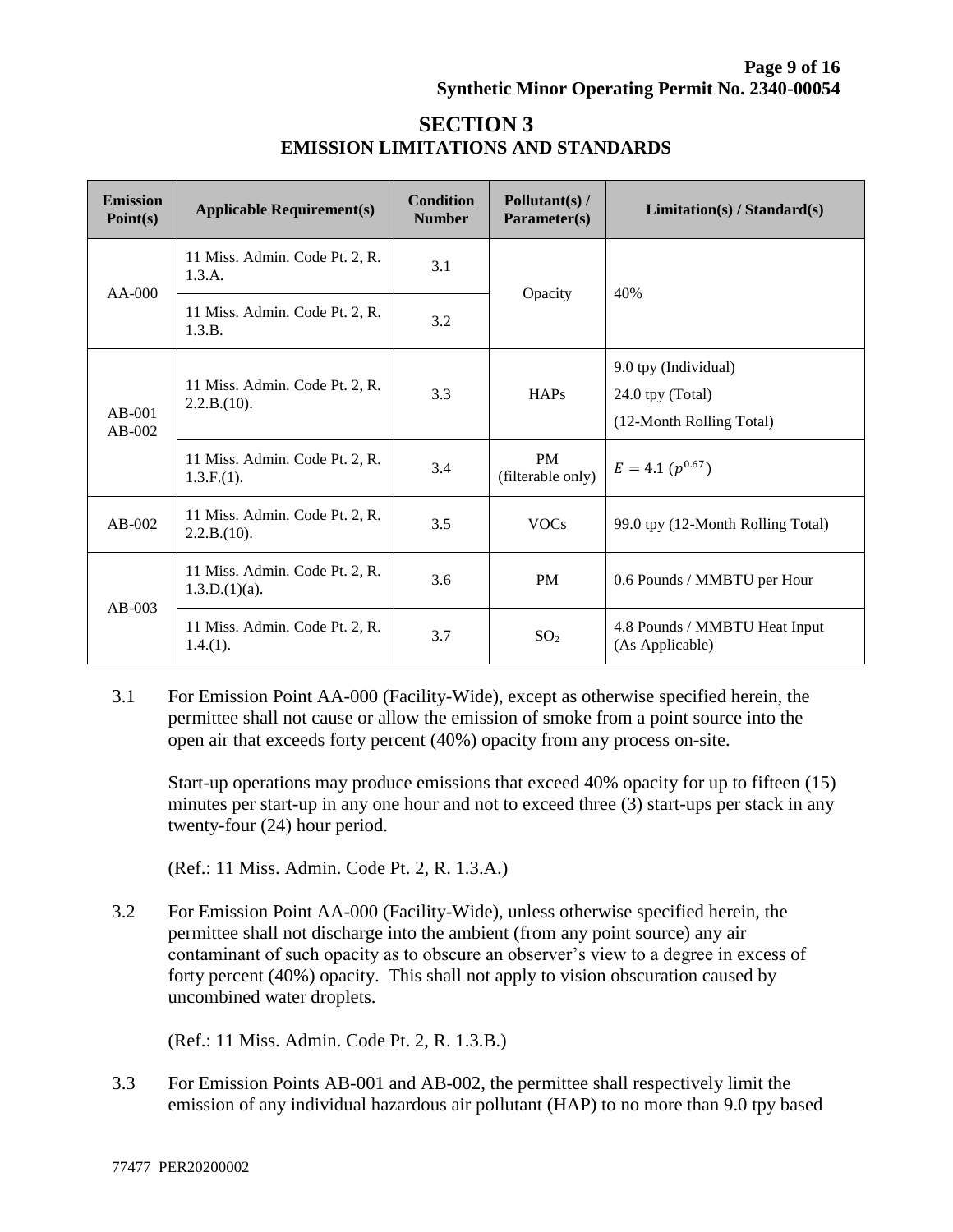# SECTION 3
## EMISSION LIMITATIONS AND STANDARDS

| Emission Point(s) | Applicable Requirement(s) | Condition Number | Pollutant(s) / Parameter(s) | Limitation(s) / Standard(s) |
|---|---|---|---|---|
| AA-000 | 11 Miss. Admin. Code Pt. 2, R. 1.3.A. | 3.1 | Opacity | 40% |
| | 11 Miss. Admin. Code Pt. 2, R. 1.3.B. | 3.2 | | |
| AB-001 AB-002 | 11 Miss. Admin. Code Pt. 2, R. 2.2.B.(10). | 3.3 | HAPs | 9.0 tpy (Individual) 24.0 tpy (Total) (12-Month Rolling Total) |
| | 11 Miss. Admin. Code Pt. 2, R. 1.3.F.(1). | 3.4 | PM (filterable only) | $E = 4.1\ (p^{0.67})$ |
| AB-002 | 11 Miss. Admin. Code Pt. 2, R. 2.2.B.(10). | 3.5 | VOCs | 99.0 tpy (12-Month Rolling Total) |
| AB-003 | 11 Miss. Admin. Code Pt. 2, R. 1.3.D.(1)(a). | 3.6 | PM | 0.6 Pounds / MMBTU per Hour |
| | 11 Miss. Admin. Code Pt. 2, R. 1.4.(1). | 3.7 | $SO_2$ | 4.8 Pounds / MMBTU Heat Input (As Applicable) |

3.1 For Emission Point AA-000 (Facility-Wide), except as otherwise specified herein, the permittee shall not cause or allow the emission of smoke from a point source into the open air that exceeds forty percent (40%) opacity from any process on-site.

Start-up operations may produce emissions that exceed 40% opacity for up to fifteen (15) minutes per start-up in any one hour and not to exceed three (3) start-ups per stack in any twenty-four (24) hour period.

(Ref.: 11 Miss. Admin. Code Pt. 2, R. 1.3.A.)

3.2 For Emission Point AA-000 (Facility-Wide), unless otherwise specified herein, the permittee shall not discharge into the ambient (from any point source) any air contaminant of such opacity as to obscure an observer's view to a degree in excess of forty percent (40%) opacity. This shall not apply to vision obscuration caused by uncombined water droplets.

(Ref.: 11 Miss. Admin. Code Pt. 2, R. 1.3.B.)

3.3 For Emission Points AB-001 and AB-002, the permittee shall respectively limit the emission of any individual hazardous air pollutant (HAP) to no more than 9.0 tpy based

77477 PER20200002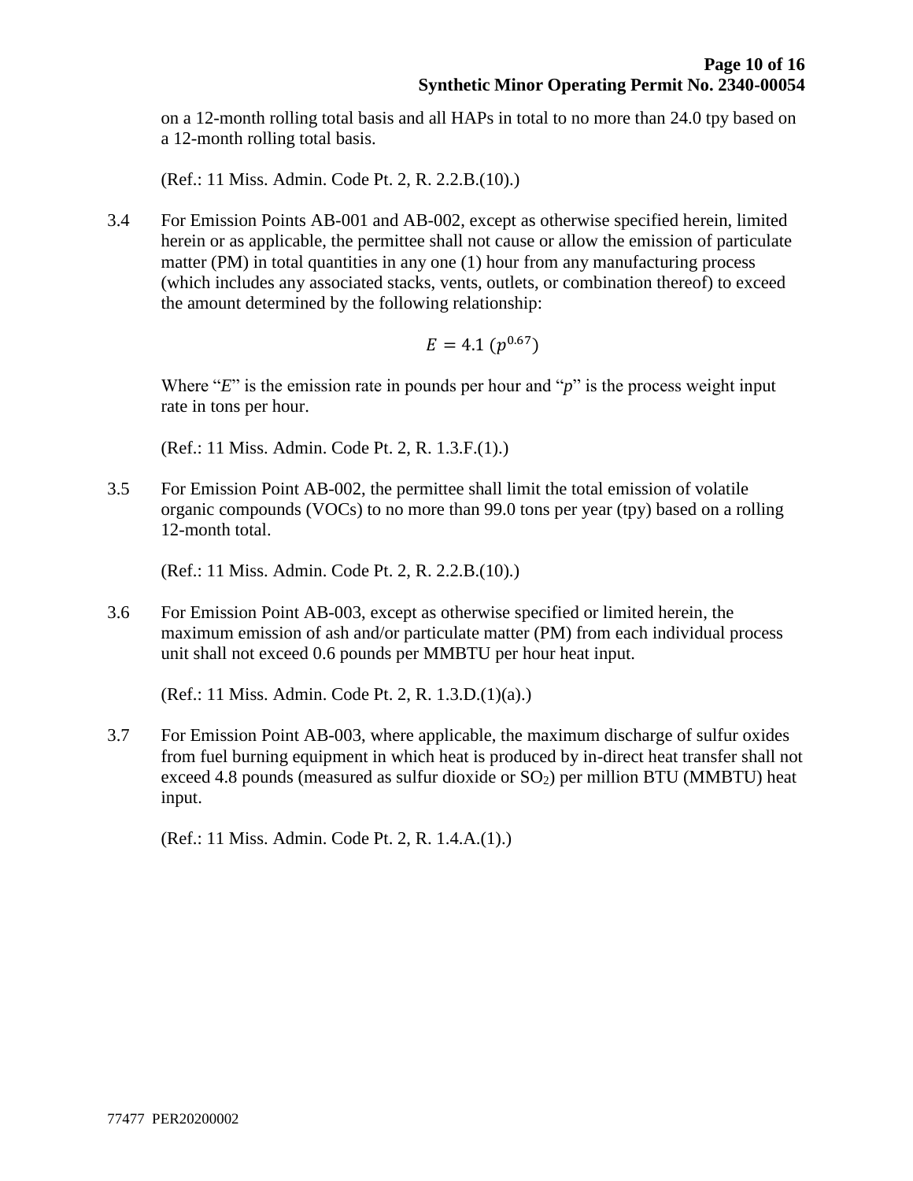on a 12-month rolling total basis and all HAPs in total to no more than 24.0 tpy based on a 12-month rolling total basis.

(Ref.: 11 Miss. Admin. Code Pt. 2, R. 2.2.B.(10).)

3.4 For Emission Points AB-001 and AB-002, except as otherwise specified herein, limited herein or as applicable, the permittee shall not cause or allow the emission of particulate matter (PM) in total quantities in any one (1) hour from any manufacturing process (which includes any associated stacks, vents, outlets, or combination thereof) to exceed the amount determined by the following relationship:

$$E = 4.1\ (p^{0.67})$$

Where "$E$" is the emission rate in pounds per hour and "$p$" is the process weight input rate in tons per hour.

(Ref.: 11 Miss. Admin. Code Pt. 2, R. 1.3.F.(1).)

3.5 For Emission Point AB-002, the permittee shall limit the total emission of volatile organic compounds (VOCs) to no more than 99.0 tons per year (tpy) based on a rolling 12-month total.

(Ref.: 11 Miss. Admin. Code Pt. 2, R. 2.2.B.(10).)

3.6 For Emission Point AB-003, except as otherwise specified or limited herein, the maximum emission of ash and/or particulate matter (PM) from each individual process unit shall not exceed 0.6 pounds per MMBTU per hour heat input.

(Ref.: 11 Miss. Admin. Code Pt. 2, R. 1.3.D.(1)(a).)

3.7 For Emission Point AB-003, where applicable, the maximum discharge of sulfur oxides from fuel burning equipment in which heat is produced by in-direct heat transfer shall not exceed 4.8 pounds (measured as sulfur dioxide or $SO_2$) per million BTU (MMBTU) heat input.

(Ref.: 11 Miss. Admin. Code Pt. 2, R. 1.4.A.(1).)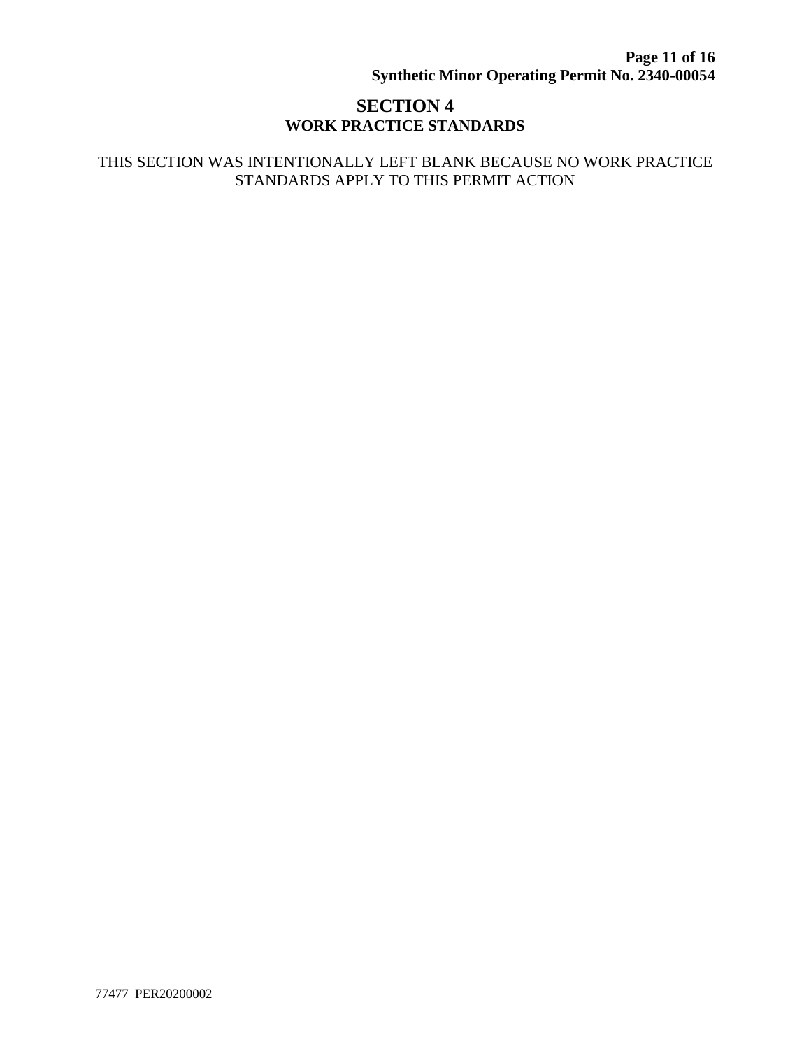# SECTION 4
## WORK PRACTICE STANDARDS

THIS SECTION WAS INTENTIONALLY LEFT BLANK BECAUSE NO WORK PRACTICE STANDARDS APPLY TO THIS PERMIT ACTION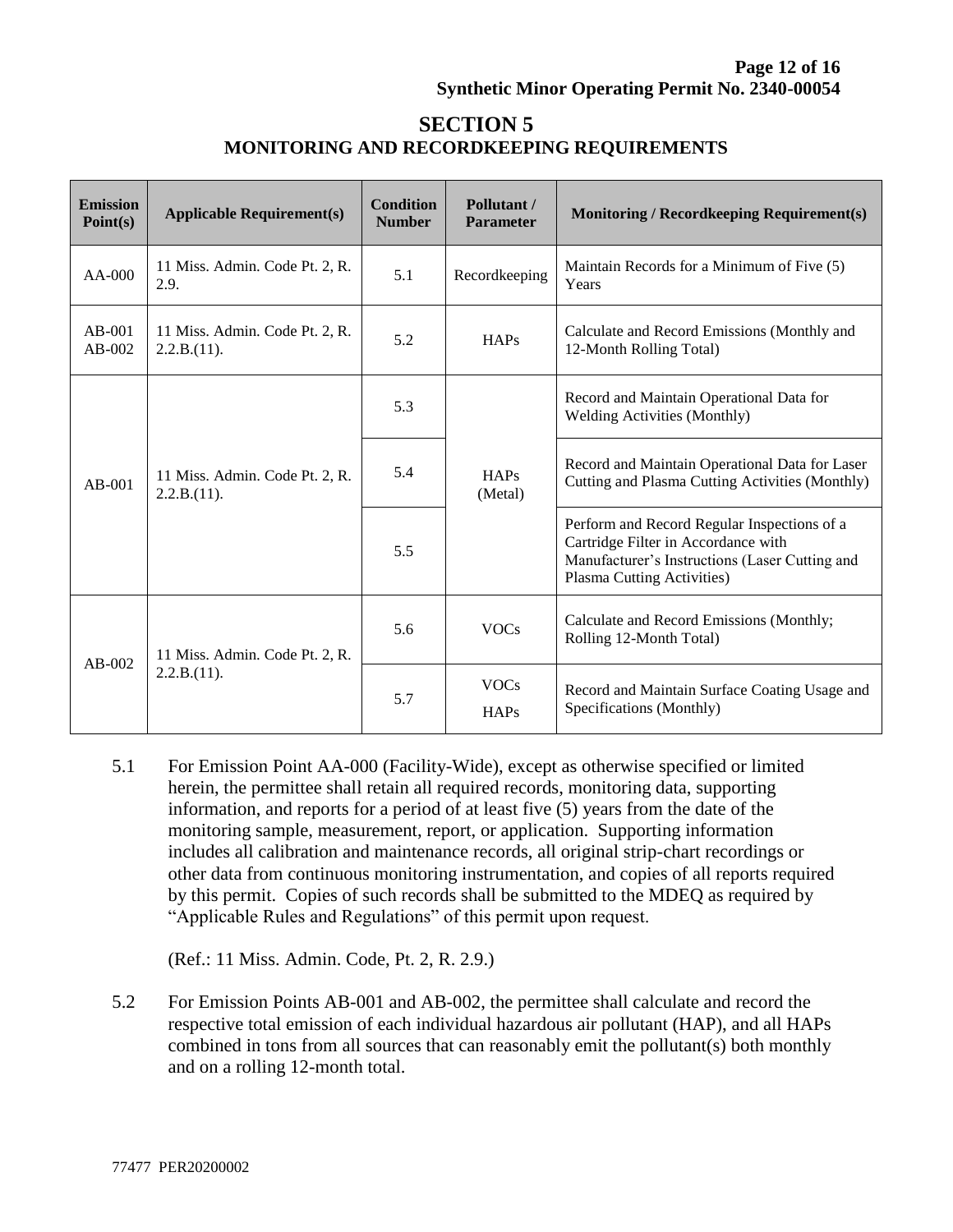# SECTION 5
## MONITORING AND RECORDKEEPING REQUIREMENTS

| Emission Point(s) | Applicable Requirement(s) | Condition Number | Pollutant / Parameter | Monitoring / Recordkeeping Requirement(s) |
|---|---|---|---|---|
| AA-000 | 11 Miss. Admin. Code Pt. 2, R. 2.9. | 5.1 | Recordkeeping | Maintain Records for a Minimum of Five (5) Years |
| AB-001 AB-002 | 11 Miss. Admin. Code Pt. 2, R. 2.2.B.(11). | 5.2 | HAPs | Calculate and Record Emissions (Monthly and 12-Month Rolling Total) |
| AB-001 | 11 Miss. Admin. Code Pt. 2, R. 2.2.B.(11). | 5.3 | HAPs (Metal) | Record and Maintain Operational Data for Welding Activities (Monthly) |
| | | 5.4 | | Record and Maintain Operational Data for Laser Cutting and Plasma Cutting Activities (Monthly) |
| | | 5.5 | | Perform and Record Regular Inspections of a Cartridge Filter in Accordance with Manufacturer's Instructions (Laser Cutting and Plasma Cutting Activities) |
| AB-002 | 11 Miss. Admin. Code Pt. 2, R. 2.2.B.(11). | 5.6 | VOCs | Calculate and Record Emissions (Monthly; Rolling 12-Month Total) |
| | | 5.7 | VOCs HAPs | Record and Maintain Surface Coating Usage and Specifications (Monthly) |

5.1 For Emission Point AA-000 (Facility-Wide), except as otherwise specified or limited herein, the permittee shall retain all required records, monitoring data, supporting information, and reports for a period of at least five (5) years from the date of the monitoring sample, measurement, report, or application. Supporting information includes all calibration and maintenance records, all original strip-chart recordings or other data from continuous monitoring instrumentation, and copies of all reports required by this permit. Copies of such records shall be submitted to the MDEQ as required by "Applicable Rules and Regulations" of this permit upon request.

(Ref.: 11 Miss. Admin. Code, Pt. 2, R. 2.9.)

5.2 For Emission Points AB-001 and AB-002, the permittee shall calculate and record the respective total emission of each individual hazardous air pollutant (HAP), and all HAPs combined in tons from all sources that can reasonably emit the pollutant(s) both monthly and on a rolling 12-month total.

77477 PER20200002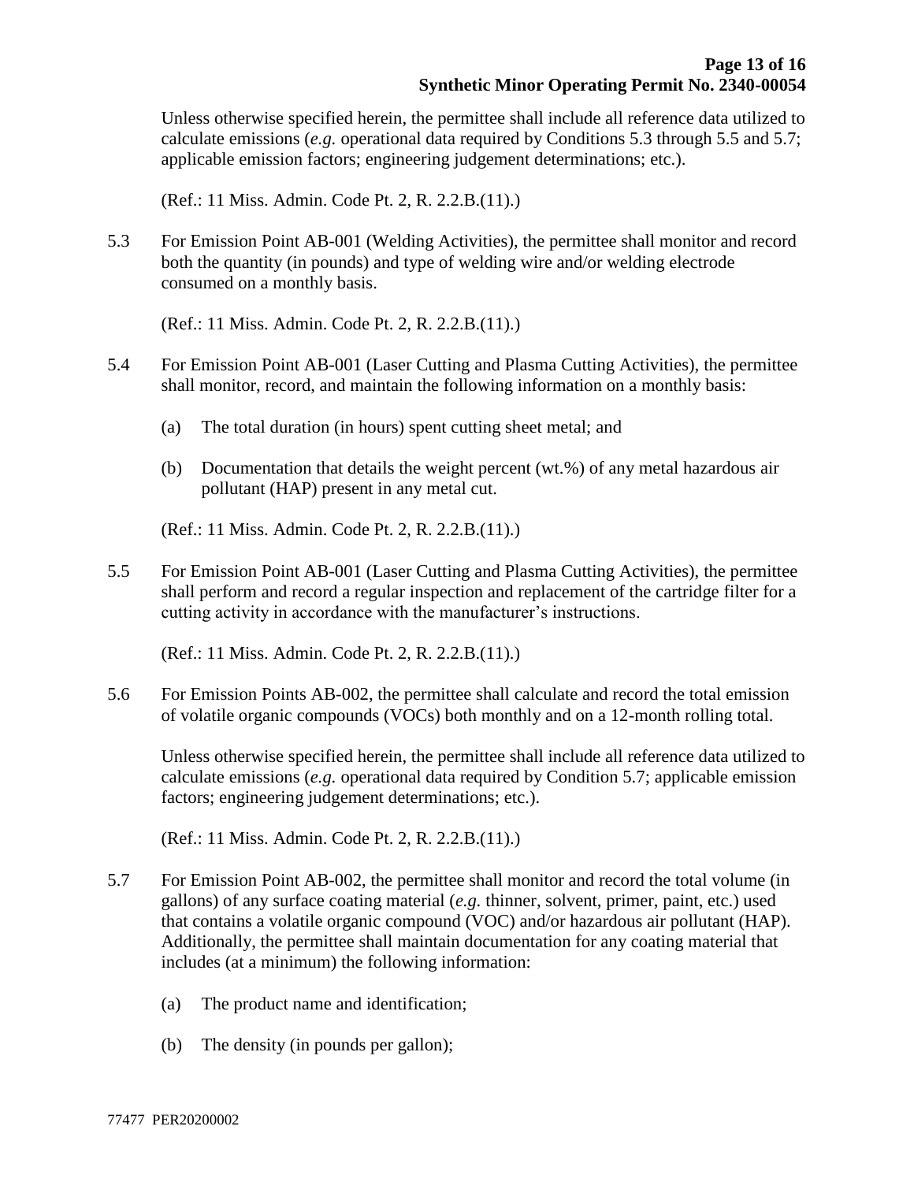Unless otherwise specified herein, the permittee shall include all reference data utilized to calculate emissions (*e.g.* operational data required by Conditions 5.3 through 5.5 and 5.7; applicable emission factors; engineering judgement determinations; etc.).

(Ref.: 11 Miss. Admin. Code Pt. 2, R. 2.2.B.(11).)

5.3 For Emission Point AB-001 (Welding Activities), the permittee shall monitor and record both the quantity (in pounds) and type of welding wire and/or welding electrode consumed on a monthly basis.

(Ref.: 11 Miss. Admin. Code Pt. 2, R. 2.2.B.(11).)

5.4 For Emission Point AB-001 (Laser Cutting and Plasma Cutting Activities), the permittee shall monitor, record, and maintain the following information on a monthly basis:

(a) The total duration (in hours) spent cutting sheet metal; and

(b) Documentation that details the weight percent (wt.%) of any metal hazardous air pollutant (HAP) present in any metal cut.

(Ref.: 11 Miss. Admin. Code Pt. 2, R. 2.2.B.(11).)

5.5 For Emission Point AB-001 (Laser Cutting and Plasma Cutting Activities), the permittee shall perform and record a regular inspection and replacement of the cartridge filter for a cutting activity in accordance with the manufacturer's instructions.

(Ref.: 11 Miss. Admin. Code Pt. 2, R. 2.2.B.(11).)

5.6 For Emission Points AB-002, the permittee shall calculate and record the total emission of volatile organic compounds (VOCs) both monthly and on a 12-month rolling total.

Unless otherwise specified herein, the permittee shall include all reference data utilized to calculate emissions (*e.g.* operational data required by Condition 5.7; applicable emission factors; engineering judgement determinations; etc.).

(Ref.: 11 Miss. Admin. Code Pt. 2, R. 2.2.B.(11).)

5.7 For Emission Point AB-002, the permittee shall monitor and record the total volume (in gallons) of any surface coating material (*e.g.* thinner, solvent, primer, paint, etc.) used that contains a volatile organic compound (VOC) and/or hazardous air pollutant (HAP). Additionally, the permittee shall maintain documentation for any coating material that includes (at a minimum) the following information:

(a) The product name and identification;

(b) The density (in pounds per gallon);

77477 PER20200002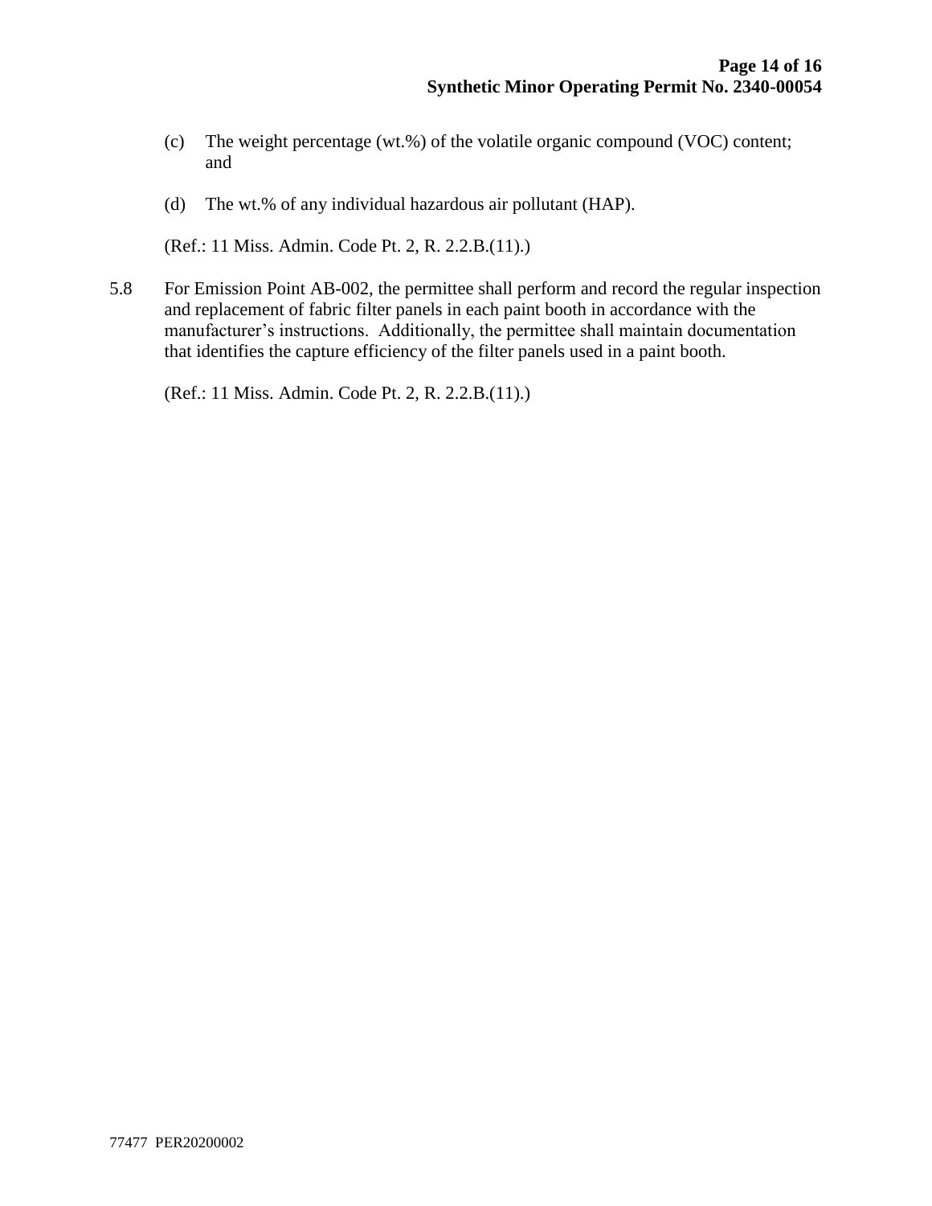(c) The weight percentage (wt.%) of the volatile organic compound (VOC) content; and

(d) The wt.% of any individual hazardous air pollutant (HAP).

(Ref.: 11 Miss. Admin. Code Pt. 2, R. 2.2.B.(11).)

5.8 For Emission Point AB-002, the permittee shall perform and record the regular inspection and replacement of fabric filter panels in each paint booth in accordance with the manufacturer's instructions. Additionally, the permittee shall maintain documentation that identifies the capture efficiency of the filter panels used in a paint booth.

(Ref.: 11 Miss. Admin. Code Pt. 2, R. 2.2.B.(11).)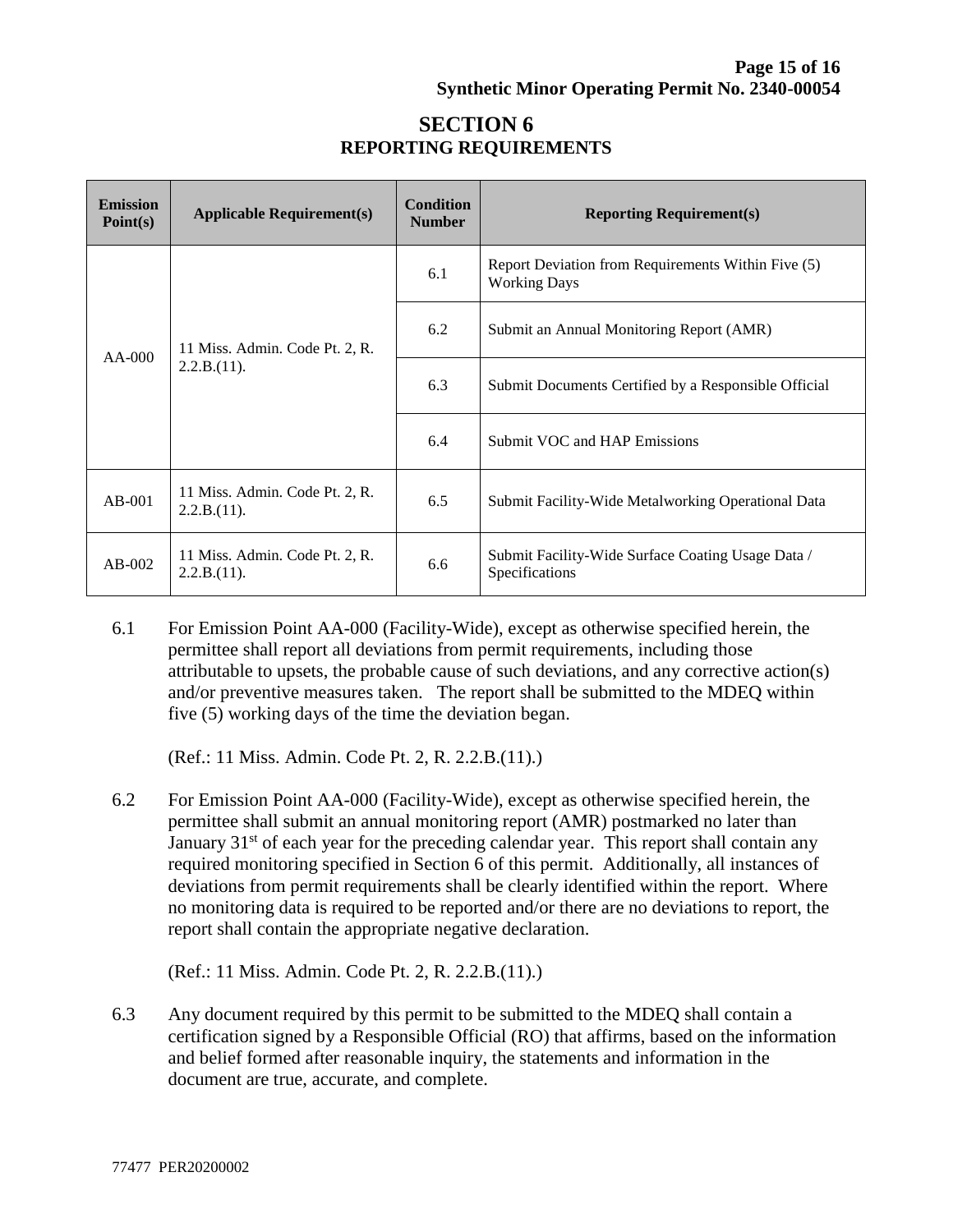# SECTION 6
## REPORTING REQUIREMENTS

| Emission Point(s) | Applicable Requirement(s) | Condition Number | Reporting Requirement(s) |
|---|---|---|---|
| AA-000 | 11 Miss. Admin. Code Pt. 2, R. 2.2.B.(11). | 6.1 | Report Deviation from Requirements Within Five (5) Working Days |
| | | 6.2 | Submit an Annual Monitoring Report (AMR) |
| | | 6.3 | Submit Documents Certified by a Responsible Official |
| | | 6.4 | Submit VOC and HAP Emissions |
| AB-001 | 11 Miss. Admin. Code Pt. 2, R. 2.2.B.(11). | 6.5 | Submit Facility-Wide Metalworking Operational Data |
| AB-002 | 11 Miss. Admin. Code Pt. 2, R. 2.2.B.(11). | 6.6 | Submit Facility-Wide Surface Coating Usage Data / Specifications |

6.1 For Emission Point AA-000 (Facility-Wide), except as otherwise specified herein, the permittee shall report all deviations from permit requirements, including those attributable to upsets, the probable cause of such deviations, and any corrective action(s) and/or preventive measures taken. The report shall be submitted to the MDEQ within five (5) working days of the time the deviation began.

(Ref.: 11 Miss. Admin. Code Pt. 2, R. 2.2.B.(11).)

6.2 For Emission Point AA-000 (Facility-Wide), except as otherwise specified herein, the permittee shall submit an annual monitoring report (AMR) postmarked no later than January 31st of each year for the preceding calendar year. This report shall contain any required monitoring specified in Section 6 of this permit. Additionally, all instances of deviations from permit requirements shall be clearly identified within the report. Where no monitoring data is required to be reported and/or there are no deviations to report, the report shall contain the appropriate negative declaration.

(Ref.: 11 Miss. Admin. Code Pt. 2, R. 2.2.B.(11).)

6.3 Any document required by this permit to be submitted to the MDEQ shall contain a certification signed by a Responsible Official (RO) that affirms, based on the information and belief formed after reasonable inquiry, the statements and information in the document are true, accurate, and complete.

77477 PER20200002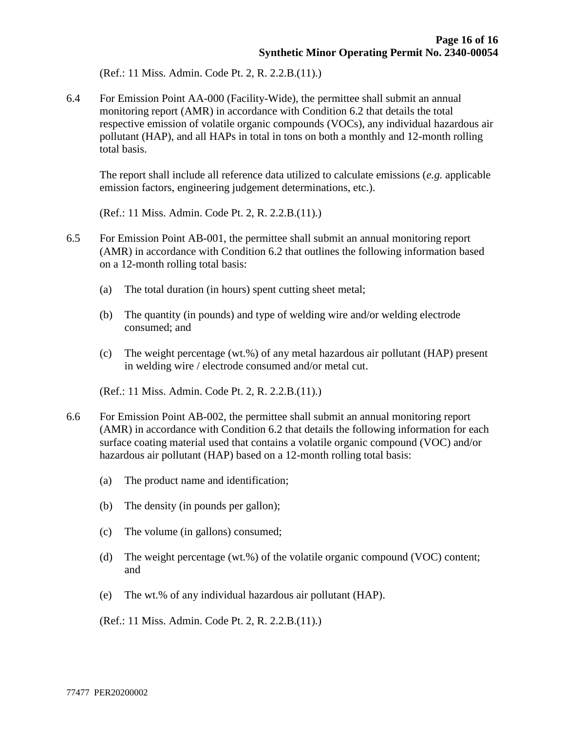(Ref.: 11 Miss. Admin. Code Pt. 2, R. 2.2.B.(11).)

6.4 For Emission Point AA-000 (Facility-Wide), the permittee shall submit an annual monitoring report (AMR) in accordance with Condition 6.2 that details the total respective emission of volatile organic compounds (VOCs), any individual hazardous air pollutant (HAP), and all HAPs in total in tons on both a monthly and 12-month rolling total basis.

The report shall include all reference data utilized to calculate emissions (*e.g.* applicable emission factors, engineering judgement determinations, etc.).

(Ref.: 11 Miss. Admin. Code Pt. 2, R. 2.2.B.(11).)

6.5 For Emission Point AB-001, the permittee shall submit an annual monitoring report (AMR) in accordance with Condition 6.2 that outlines the following information based on a 12-month rolling total basis:

(a) The total duration (in hours) spent cutting sheet metal;

(b) The quantity (in pounds) and type of welding wire and/or welding electrode consumed; and

(c) The weight percentage (wt.%) of any metal hazardous air pollutant (HAP) present in welding wire / electrode consumed and/or metal cut.

(Ref.: 11 Miss. Admin. Code Pt. 2, R. 2.2.B.(11).)

6.6 For Emission Point AB-002, the permittee shall submit an annual monitoring report (AMR) in accordance with Condition 6.2 that details the following information for each surface coating material used that contains a volatile organic compound (VOC) and/or hazardous air pollutant (HAP) based on a 12-month rolling total basis:

(a) The product name and identification;

(b) The density (in pounds per gallon);

(c) The volume (in gallons) consumed;

(d) The weight percentage (wt.%) of the volatile organic compound (VOC) content; and

(e) The wt.% of any individual hazardous air pollutant (HAP).

(Ref.: 11 Miss. Admin. Code Pt. 2, R. 2.2.B.(11).)